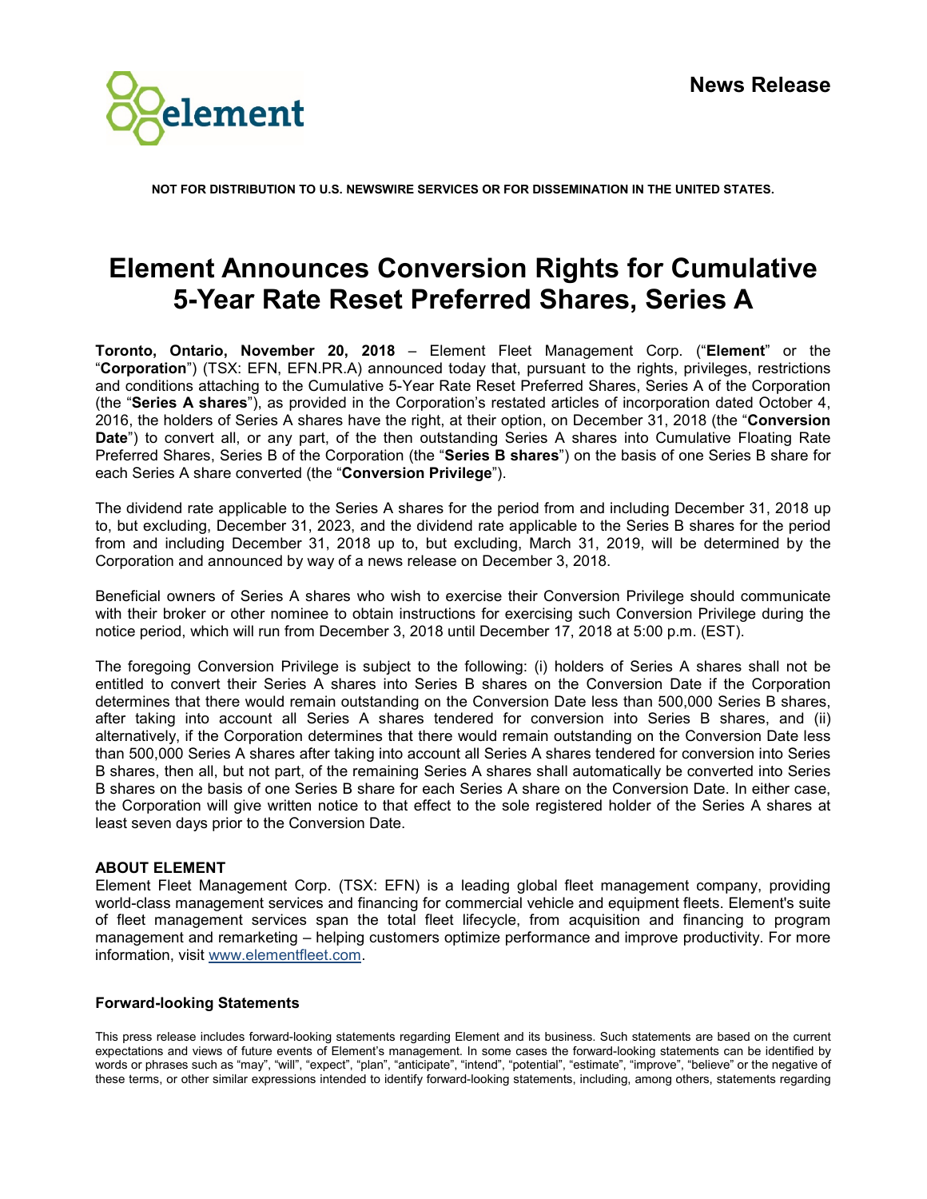**News Release**

NOT FOR DISTRIBUTION TO U.S. NEWSWIRE SERVICES OR FOR DISSEMINATION IN THE UNITED STATES.

# Element Announces Conversion Rights for Cumulative 5-Year Rate Reset Preferred Shares, Series A

**Toronto, Ontario, November 20, 2018** – Element Fleet Management Corp. ("**Element**" or the "**Corporation**") (TSX: EFN, EFN.PR.A) announced today that, pursuant to the rights, privileges, restrictions and conditions attaching to the Cumulative 5-Year Rate Reset Preferred Shares, Series A of the Corporation (the "**Series A shares**"), as provided in the Corporation's restated articles of incorporation dated October 4, 2016, the holders of Series A shares have the right, at their option, on December 31, 2018 (the "**Conversion Date**") to convert all, or any part, of the then outstanding Series A shares into Cumulative Floating Rate Preferred Shares, Series B of the Corporation (the "**Series B shares**") on the basis of one Series B share for each Series A share converted (the "**Conversion Privilege**").

The dividend rate applicable to the Series A shares for the period from and including December 31, 2018 up to, but excluding, December 31, 2023, and the dividend rate applicable to the Series B shares for the period from and including December 31, 2018 up to, but excluding, March 31, 2019, will be determined by the Corporation and announced by way of a news release on December 3, 2018.

Beneficial owners of Series A shares who wish to exercise their Conversion Privilege should communicate with their broker or other nominee to obtain instructions for exercising such Conversion Privilege during the notice period, which will run from December 3, 2018 until December 17, 2018 at 5:00 p.m. (EST).

The foregoing Conversion Privilege is subject to the following: (i) holders of Series A shares shall not be entitled to convert their Series A shares into Series B shares on the Conversion Date if the Corporation determines that there would remain outstanding on the Conversion Date less than 500,000 Series B shares, after taking into account all Series A shares tendered for conversion into Series B shares, and (ii) alternatively, if the Corporation determines that there would remain outstanding on the Conversion Date less than 500,000 Series A shares after taking into account all Series A shares tendered for conversion into Series B shares, then all, but not part, of the remaining Series A shares shall automatically be converted into Series B shares on the basis of one Series B share for each Series A share on the Conversion Date. In either case, the Corporation will give written notice to that effect to the sole registered holder of the Series A shares at least seven days prior to the Conversion Date.

## ABOUT ELEMENT

Element Fleet Management Corp. (TSX: EFN) is a leading global fleet management company, providing world-class management services and financing for commercial vehicle and equipment fleets. Element's suite of fleet management services span the total fleet lifecycle, from acquisition and financing to program management and remarketing – helping customers optimize performance and improve productivity. For more information, visit www.elementfleet.com.

## Forward-looking Statements

This press release includes forward-looking statements regarding Element and its business. Such statements are based on the current expectations and views of future events of Element's management. In some cases the forward-looking statements can be identified by words or phrases such as "may", "will", "expect", "plan", "anticipate", "intend", "potential", "estimate", "improve", "believe" or the negative of these terms, or other similar expressions intended to identify forward-looking statements, including, among others, statements regarding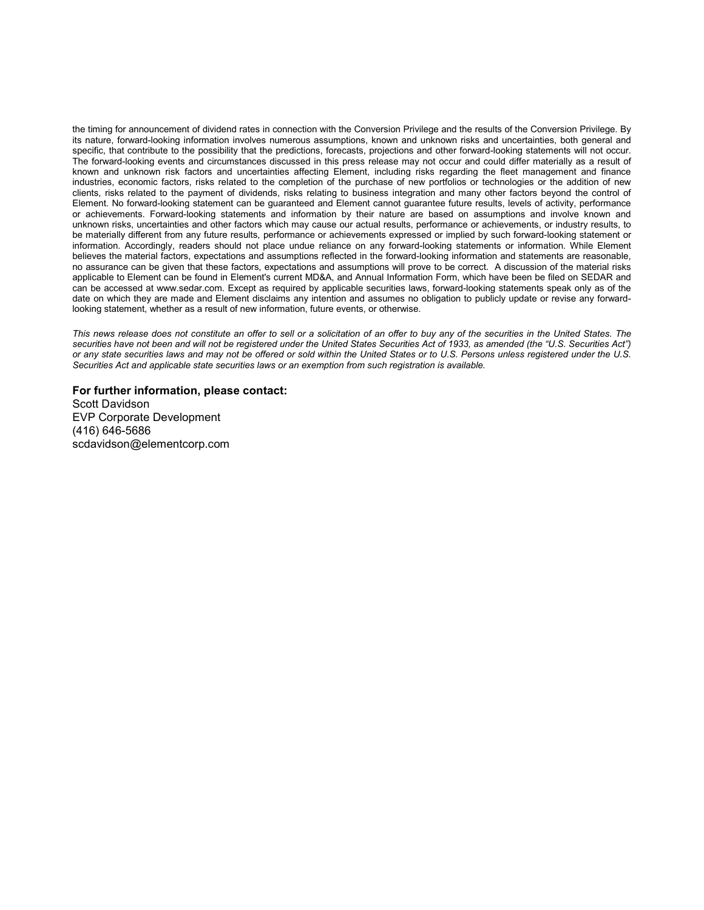the timing for announcement of dividend rates in connection with the Conversion Privilege and the results of the Conversion Privilege. By its nature, forward-looking information involves numerous assumptions, known and unknown risks and uncertainties, both general and specific, that contribute to the possibility that the predictions, forecasts, projections and other forward-looking statements will not occur. The forward-looking events and circumstances discussed in this press release may not occur and could differ materially as a result of known and unknown risk factors and uncertainties affecting Element, including risks regarding the fleet management and finance industries, economic factors, risks related to the completion of the purchase of new portfolios or technologies or the addition of new clients, risks related to the payment of dividends, risks relating to business integration and many other factors beyond the control of Element. No forward-looking statement can be guaranteed and Element cannot guarantee future results, levels of activity, performance or achievements. Forward-looking statements and information by their nature are based on assumptions and involve known and unknown risks, uncertainties and other factors which may cause our actual results, performance or achievements, or industry results, to be materially different from any future results, performance or achievements expressed or implied by such forward-looking statement or information. Accordingly, readers should not place undue reliance on any forward-looking statements or information. While Element believes the material factors, expectations and assumptions reflected in the forward-looking information and statements are reasonable, no assurance can be given that these factors, expectations and assumptions will prove to be correct. A discussion of the material risks applicable to Element can be found in Element's current MD&A, and Annual Information Form, which have been be filed on SEDAR and can be accessed at www.sedar.com. Except as required by applicable securities laws, forward-looking statements speak only as of the date on which they are made and Element disclaims any intention and assumes no obligation to publicly update or revise any forward-looking statement, whether as a result of new information, future events, or otherwise.

*This news release does not constitute an offer to sell or a solicitation of an offer to buy any of the securities in the United States. The securities have not been and will not be registered under the United States Securities Act of 1933, as amended (the "U.S. Securities Act") or any state securities laws and may not be offered or sold within the United States or to U.S. Persons unless registered under the U.S. Securities Act and applicable state securities laws or an exemption from such registration is available.*

**For further information, please contact:**
Scott Davidson
EVP Corporate Development
(416) 646-5686
scdavidson@elementcorp.com